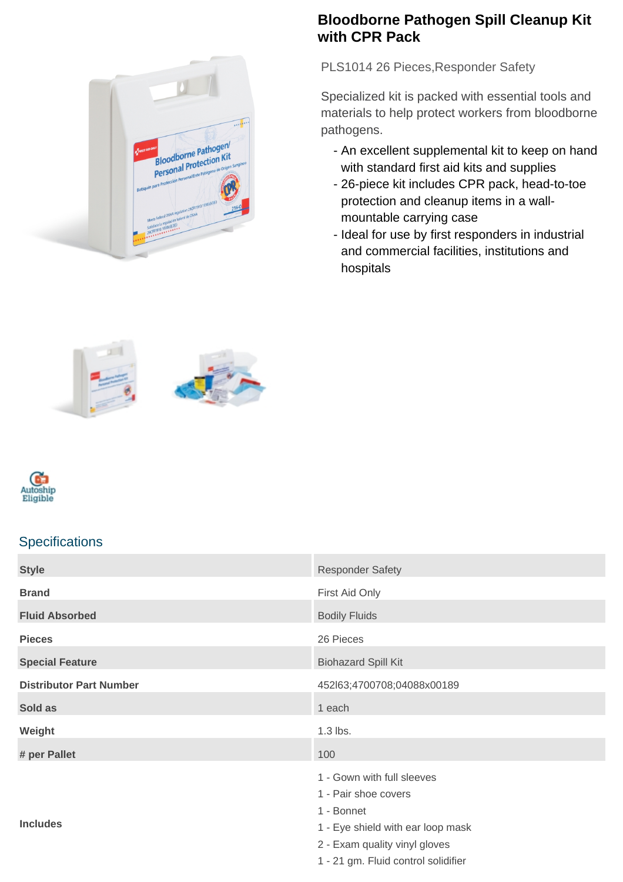# Bloodborne Pathogen Spill Cleanup Kit with CPR Pack

PLS1014 26 Pieces,Responder Safety

Specialized kit is packed with essential tools and materials to help protect workers from bloodborne pathogens.

- An excellent supplemental kit to keep on hand with standard first aid kits and supplies
- 26-piece kit includes CPR pack, head-to-toe protection and cleanup items in a wall-mountable carrying case
- Ideal for use by first responders in industrial and commercial facilities, institutions and hospitals

Autoship Eligible

## Specifications

| | |
|---|---|
| **Style** | Responder Safety |
| **Brand** | First Aid Only |
| **Fluid Absorbed** | Bodily Fluids |
| **Pieces** | 26 Pieces |
| **Special Feature** | Biohazard Spill Kit |
| **Distributor Part Number** | 452I63;4700708;04088x00189 |
| **Sold as** | 1 each |
| **Weight** | 1.3 lbs. |
| **# per Pallet** | 100 |
| **Includes** | 1 - Gown with full sleeves<br>1 - Pair shoe covers<br>1 - Bonnet<br>1 - Eye shield with ear loop mask<br>2 - Exam quality vinyl gloves<br>1 - 21 gm. Fluid control solidifier |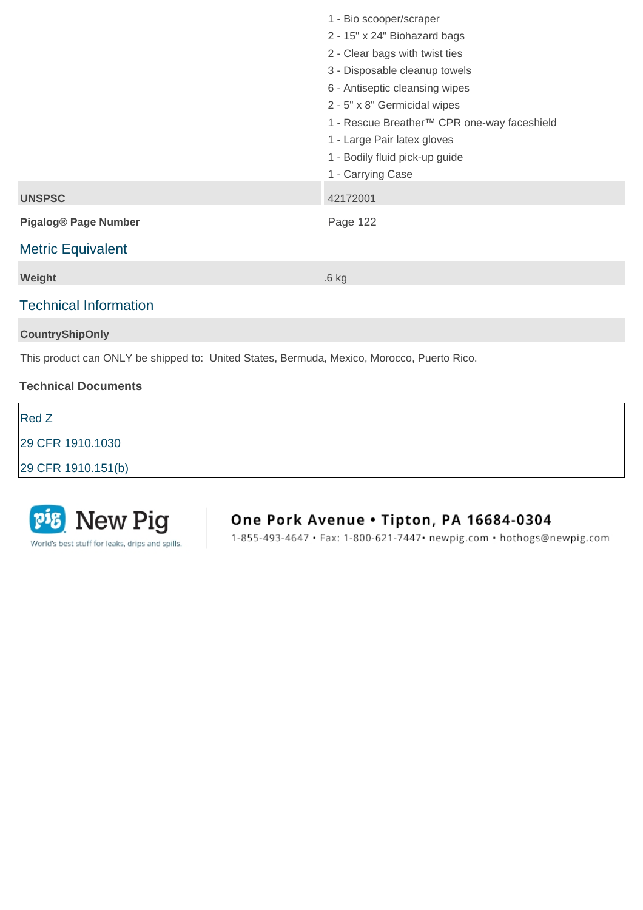| | |
|---|---|
| | 1 - Bio scooper/scraper<br>2 - 15" x 24" Biohazard bags<br>2 - Clear bags with twist ties<br>3 - Disposable cleanup towels<br>6 - Antiseptic cleansing wipes<br>2 - 5" x 8" Germicidal wipes<br>1 - Rescue Breather™ CPR one-way faceshield<br>1 - Large Pair latex gloves<br>1 - Bodily fluid pick-up guide<br>1 - Carrying Case |
| **UNSPSC** | 42172001 |
| **Pigalog® Page Number** | Page 122 |

## Metric Equivalent

| | |
|---|---|
| **Weight** | .6 kg |

## Technical Information

**CountryShipOnly**

This product can ONLY be shipped to:  United States, Bermuda, Mexico, Morocco, Puerto Rico.

**Technical Documents**

| |
|---|
| Red Z |
| 29 CFR 1910.1030 |
| 29 CFR 1910.151(b) |

New Pig
World's best stuff for leaks, drips and spills.

**One Pork Avenue • Tipton, PA 16684-0304**
1-855-493-4647 • Fax: 1-800-621-7447• newpig.com • hothogs@newpig.com